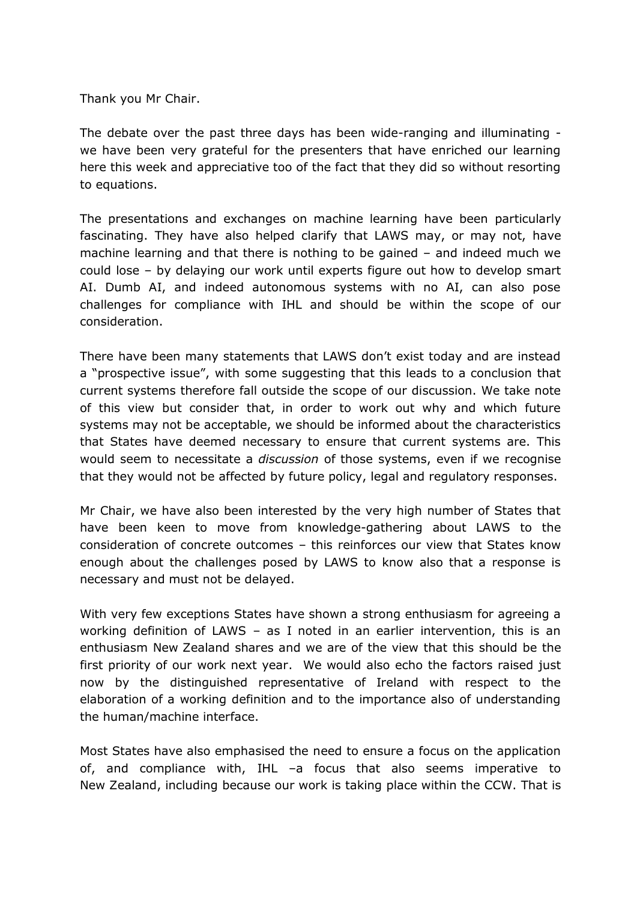Thank you Mr Chair.

The debate over the past three days has been wide-ranging and illuminating - we have been very grateful for the presenters that have enriched our learning here this week and appreciative too of the fact that they did so without resorting to equations.

The presentations and exchanges on machine learning have been particularly fascinating. They have also helped clarify that LAWS may, or may not, have machine learning and that there is nothing to be gained – and indeed much we could lose – by delaying our work until experts figure out how to develop smart AI. Dumb AI, and indeed autonomous systems with no AI, can also pose challenges for compliance with IHL and should be within the scope of our consideration.

There have been many statements that LAWS don't exist today and are instead a "prospective issue", with some suggesting that this leads to a conclusion that current systems therefore fall outside the scope of our discussion. We take note of this view but consider that, in order to work out why and which future systems may not be acceptable, we should be informed about the characteristics that States have deemed necessary to ensure that current systems are. This would seem to necessitate a *discussion* of those systems, even if we recognise that they would not be affected by future policy, legal and regulatory responses.

Mr Chair, we have also been interested by the very high number of States that have been keen to move from knowledge-gathering about LAWS to the consideration of concrete outcomes – this reinforces our view that States know enough about the challenges posed by LAWS to know also that a response is necessary and must not be delayed.

With very few exceptions States have shown a strong enthusiasm for agreeing a working definition of LAWS – as I noted in an earlier intervention, this is an enthusiasm New Zealand shares and we are of the view that this should be the first priority of our work next year. We would also echo the factors raised just now by the distinguished representative of Ireland with respect to the elaboration of a working definition and to the importance also of understanding the human/machine interface.

Most States have also emphasised the need to ensure a focus on the application of, and compliance with, IHL –a focus that also seems imperative to New Zealand, including because our work is taking place within the CCW. That is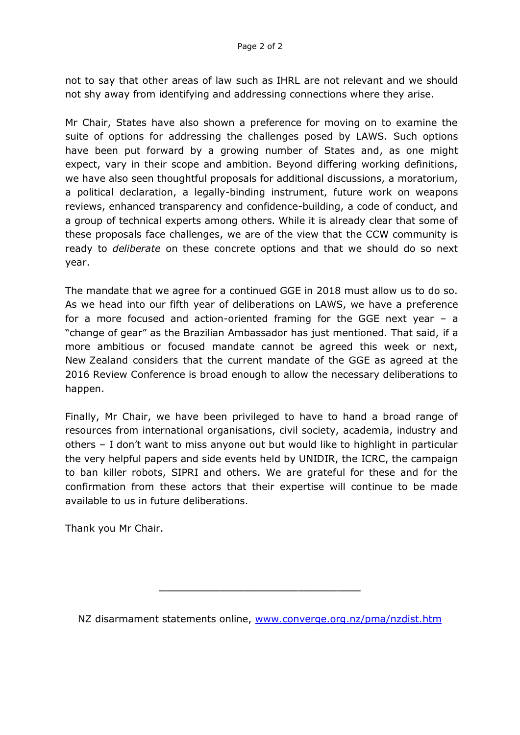not to say that other areas of law such as IHRL are not relevant and we should not shy away from identifying and addressing connections where they arise.

Mr Chair, States have also shown a preference for moving on to examine the suite of options for addressing the challenges posed by LAWS. Such options have been put forward by a growing number of States and, as one might expect, vary in their scope and ambition. Beyond differing working definitions, we have also seen thoughtful proposals for additional discussions, a moratorium, a political declaration, a legally-binding instrument, future work on weapons reviews, enhanced transparency and confidence-building, a code of conduct, and a group of technical experts among others. While it is already clear that some of these proposals face challenges, we are of the view that the CCW community is ready to *deliberate* on these concrete options and that we should do so next year.

The mandate that we agree for a continued GGE in 2018 must allow us to do so. As we head into our fifth year of deliberations on LAWS, we have a preference for a more focused and action-oriented framing for the GGE next year – a "change of gear" as the Brazilian Ambassador has just mentioned. That said, if a more ambitious or focused mandate cannot be agreed this week or next, New Zealand considers that the current mandate of the GGE as agreed at the 2016 Review Conference is broad enough to allow the necessary deliberations to happen.

Finally, Mr Chair, we have been privileged to have to hand a broad range of resources from international organisations, civil society, academia, industry and others – I don't want to miss anyone out but would like to highlight in particular the very helpful papers and side events held by UNIDIR, the ICRC, the campaign to ban killer robots, SIPRI and others. We are grateful for these and for the confirmation from these actors that their expertise will continue to be made available to us in future deliberations.

Thank you Mr Chair.

---

NZ disarmament statements online, [www.converge.org.nz/pma/nzdist.htm](www.converge.org.nz/pma/nzdist.htm)